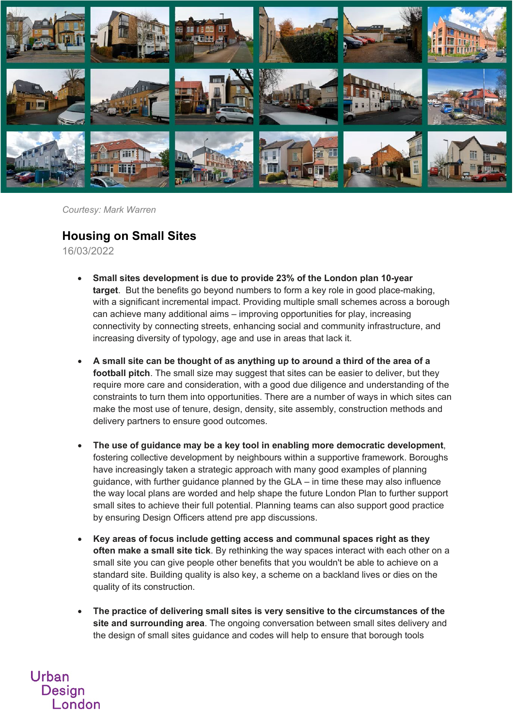*Courtesy: Mark Warren*

## Housing on Small Sites

16/03/2022

- **Small sites development is due to provide 23% of the London plan 10-year target**. But the benefits go beyond numbers to form a key role in good place-making, with a significant incremental impact. Providing multiple small schemes across a borough can achieve many additional aims – improving opportunities for play, increasing connectivity by connecting streets, enhancing social and community infrastructure, and increasing diversity of typology, age and use in areas that lack it.

- **A small site can be thought of as anything up to around a third of the area of a football pitch**. The small size may suggest that sites can be easier to deliver, but they require more care and consideration, with a good due diligence and understanding of the constraints to turn them into opportunities. There are a number of ways in which sites can make the most use of tenure, design, density, site assembly, construction methods and delivery partners to ensure good outcomes.

- **The use of guidance may be a key tool in enabling more democratic development**, fostering collective development by neighbours within a supportive framework. Boroughs have increasingly taken a strategic approach with many good examples of planning guidance, with further guidance planned by the GLA – in time these may also influence the way local plans are worded and help shape the future London Plan to further support small sites to achieve their full potential. Planning teams can also support good practice by ensuring Design Officers attend pre app discussions.

- **Key areas of focus include getting access and communal spaces right as they often make a small site tick**. By rethinking the way spaces interact with each other on a small site you can give people other benefits that you wouldn't be able to achieve on a standard site. Building quality is also key, a scheme on a backland lives or dies on the quality of its construction.

- **The practice of delivering small sites is very sensitive to the circumstances of the site and surrounding area**. The ongoing conversation between small sites delivery and the design of small sites guidance and codes will help to ensure that borough tools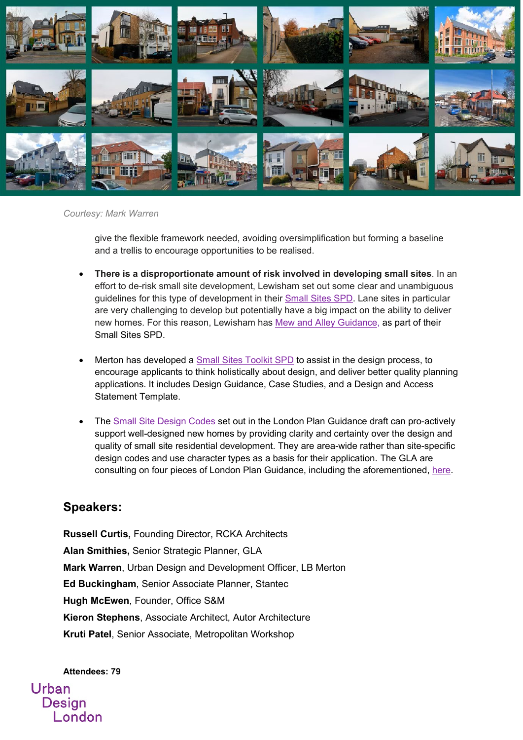Courtesy: Mark Warren

give the flexible framework needed, avoiding oversimplification but forming a baseline and a trellis to encourage opportunities to be realised.

- **There is a disproportionate amount of risk involved in developing small sites**. In an effort to de-risk small site development, Lewisham set out some clear and unambiguous guidelines for this type of development in their Small Sites SPD. Lane sites in particular are very challenging to develop but potentially have a big impact on the ability to deliver new homes. For this reason, Lewisham has Mew and Alley Guidance, as part of their Small Sites SPD.

- Merton has developed a Small Sites Toolkit SPD to assist in the design process, to encourage applicants to think holistically about design, and deliver better quality planning applications. It includes Design Guidance, Case Studies, and a Design and Access Statement Template.

- The Small Site Design Codes set out in the London Plan Guidance draft can pro-actively support well-designed new homes by providing clarity and certainty over the design and quality of small site residential development. They are area-wide rather than site-specific design codes and use character types as a basis for their application. The GLA are consulting on four pieces of London Plan Guidance, including the aforementioned, here.

## Speakers:

**Russell Curtis,** Founding Director, RCKA Architects
**Alan Smithies,** Senior Strategic Planner, GLA
**Mark Warren**, Urban Design and Development Officer, LB Merton
**Ed Buckingham**, Senior Associate Planner, Stantec
**Hugh McEwen**, Founder, Office S&M
**Kieron Stephens**, Associate Architect, Autor Architecture
**Kruti Patel**, Senior Associate, Metropolitan Workshop

**Attendees: 79**

Urban Design London